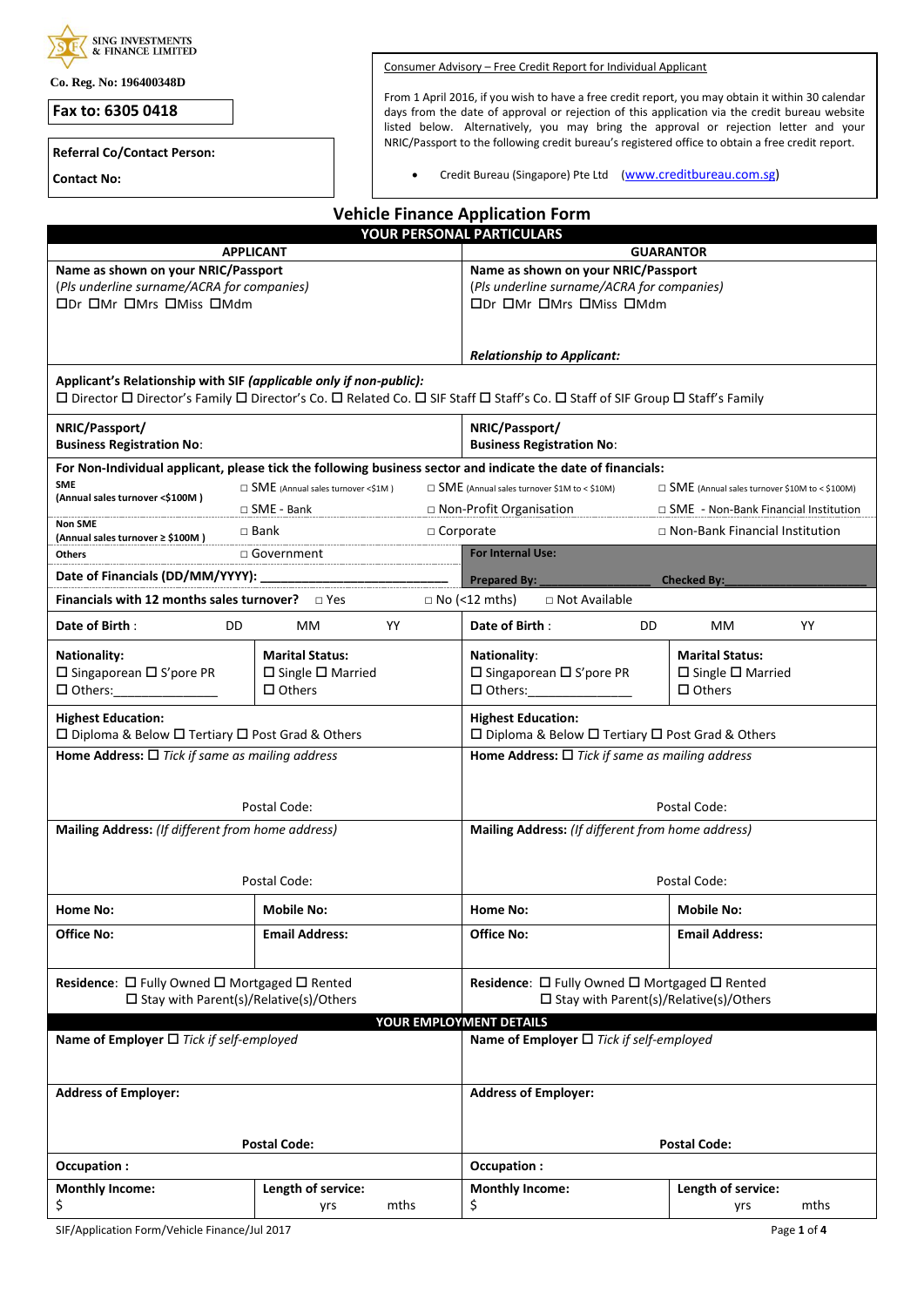SING INVESTMENTS & FINANCE LIMITED

**Co. Reg. No: 196400348D**

**Fax to: 6305 0418**

**Referral Co/Contact Person:**

**Contact No:**

Consumer Advisory – Free Credit Report for Individual Applicant

From 1 April 2016, if you wish to have a free credit report, you may obtain it within 30 calendar days from the date of approval or rejection of this application via the credit bureau website listed below. Alternatively, you may bring the approval or rejection letter and your NRIC/Passport to the following credit bureau's registered office to obtain a free credit report.

- Credit Bureau (Singapore) Pte Ltd (www.creditbureau.com.sg)

# Vehicle Finance Application Form

## YOUR PERSONAL PARTICULARS

| APPLICANT | | GUARANTOR | |
|---|---|---|---|
| **Name as shown on your NRIC/Passport**<br>(*Pls underline surname/ACRA for companies*)<br>☐Dr ☐Mr ☐Mrs ☐Miss ☐Mdm | | **Name as shown on your NRIC/Passport**<br>(*Pls underline surname/ACRA for companies*)<br>☐Dr ☐Mr ☐Mrs ☐Miss ☐Mdm<br><br>***Relationship to Applicant:*** | |

**Applicant's Relationship with SIF** ***(applicable only if non-public):***
☐ Director ☐ Director's Family ☐ Director's Co. ☐ Related Co. ☐ SIF Staff ☐ Staff's Co. ☐ Staff of SIF Group ☐ Staff's Family

| **NRIC/Passport/ Business Registration No**: | **NRIC/Passport/ Business Registration No**: |
|---|---|

**For Non-Individual applicant, please tick the following business sector and indicate the date of financials:**

| | | | |
|---|---|---|---|
| **SME (Annual sales turnover <$100M )** | □ SME (Annual sales turnover <$1M ) | □ SME (Annual sales turnover $1M to < $10M) | □ SME (Annual sales turnover $10M to < $100M) |
| | □ SME - Bank | □ Non-Profit Organisation | □ SME - Non-Bank Financial Institution |
| **Non SME (Annual sales turnover ≥ $100M )** | □ Bank | □ Corporate | □ Non-Bank Financial Institution |
| **Others** | □ Government | **For Internal Use:** | |
| **Date of Financials (DD/MM/YYYY):** ______________ | | **Prepared By:** ______________ | **Checked By:** ______________ |

**Financials with 12 months sales turnover?** □ Yes □ No (<12 mths) □ Not Available

| APPLICANT | | GUARANTOR | |
|---|---|---|---|
| **Date of Birth** : DD MM YY | | **Date of Birth** : DD MM YY | |
| **Nationality:**<br>☐ Singaporean ☐ S'pore PR<br>☐ Others:______________ | **Marital Status:**<br>☐ Single ☐ Married<br>☐ Others | **Nationality**:<br>☐ Singaporean ☐ S'pore PR<br>☐ Others:______________ | **Marital Status:**<br>☐ Single ☐ Married<br>☐ Others |
| **Highest Education:**<br>☐ Diploma & Below ☐ Tertiary ☐ Post Grad & Others | | **Highest Education:**<br>☐ Diploma & Below ☐ Tertiary ☐ Post Grad & Others | |
| **Home Address:** ☐ *Tick if same as mailing address*<br><br>Postal Code: | | **Home Address:** ☐ *Tick if same as mailing address*<br><br>Postal Code: | |
| **Mailing Address:** *(If different from home address)*<br><br>Postal Code: | | **Mailing Address:** *(If different from home address)*<br><br>Postal Code: | |
| **Home No:** | **Mobile No:** | **Home No:** | **Mobile No:** |
| **Office No:** | **Email Address:** | **Office No:** | **Email Address:** |
| **Residence**: ☐ Fully Owned ☐ Mortgaged ☐ Rented<br>☐ Stay with Parent(s)/Relative(s)/Others | | **Residence**: ☐ Fully Owned ☐ Mortgaged ☐ Rented<br>☐ Stay with Parent(s)/Relative(s)/Others | |

## YOUR EMPLOYMENT DETAILS

| | | | |
|---|---|---|---|
| **Name of Employer** ☐ *Tick if self-employed* | | **Name of Employer** ☐ *Tick if self-employed* | |
| **Address of Employer:**<br><br>**Postal Code:** | | **Address of Employer:**<br><br>**Postal Code:** | |
| **Occupation :** | | **Occupation :** | |
| **Monthly Income:**<br>$ | **Length of service:**<br>yrs mths | **Monthly Income:**<br>$ | **Length of service:**<br>yrs mths |

SIF/Application Form/Vehicle Finance/Jul 2017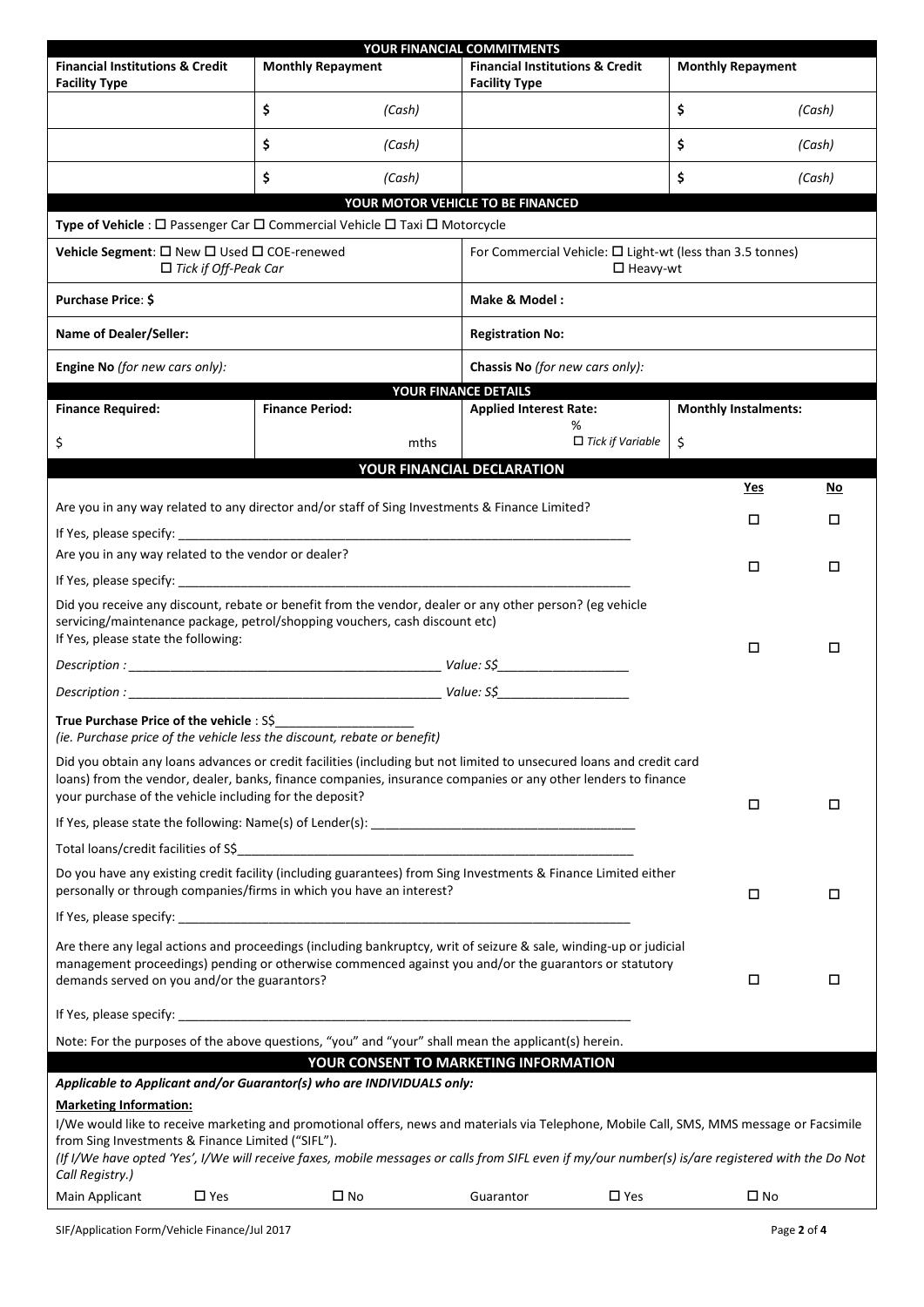## YOUR FINANCIAL COMMITMENTS

| Financial Institutions & Credit Facility Type | Monthly Repayment | Financial Institutions & Credit Facility Type | Monthly Repayment |
|---|---|---|---|
| | $ *(Cash)* | | $ *(Cash)* |
| | $ *(Cash)* | | $ *(Cash)* |
| | $ *(Cash)* | | $ *(Cash)* |

## YOUR MOTOR VEHICLE TO BE FINANCED

**Type of Vehicle** : ☐ Passenger Car ☐ Commercial Vehicle ☐ Taxi ☐ Motorcycle

| | |
|---|---|
| **Vehicle Segment**: ☐ New ☐ Used ☐ COE-renewed ☐ *Tick if Off-Peak Car* | For Commercial Vehicle: ☐ Light-wt (less than 3.5 tonnes) ☐ Heavy-wt |
| **Purchase Price**: **$** | **Make & Model :** |
| **Name of Dealer/Seller:** | **Registration No:** |
| **Engine No** *(for new cars only)*: | **Chassis No** *(for new cars only)*: |

## YOUR FINANCE DETAILS

| Finance Required: | Finance Period: | Applied Interest Rate: | Monthly Instalments: |
|---|---|---|---|
| $ | mths | % ☐ *Tick if Variable* | $ |

## YOUR FINANCIAL DECLARATION

| | Yes | No |
|---|---|---|
| Are you in any way related to any director and/or staff of Sing Investments & Finance Limited?<br>If Yes, please specify: ____________________ | ☐ | ☐ |
| Are you in any way related to the vendor or dealer?<br>If Yes, please specify: ____________________ | ☐ | ☐ |
| Did you receive any discount, rebate or benefit from the vendor, dealer or any other person? (eg vehicle servicing/maintenance package, petrol/shopping vouchers, cash discount etc)<br>If Yes, please state the following:<br>*Description :* ____________________ *Value: S$*__________<br>*Description :* ____________________ *Value: S$*__________ | ☐ | ☐ |
| **True Purchase Price of the vehicle** : S$__________<br>*(ie. Purchase price of the vehicle less the discount, rebate or benefit)* | | |
| Did you obtain any loans advances or credit facilities (including but not limited to unsecured loans and credit card loans) from the vendor, dealer, banks, finance companies, insurance companies or any other lenders to finance your purchase of the vehicle including for the deposit?<br>If Yes, please state the following: Name(s) of Lender(s): ____________________<br>Total loans/credit facilities of S$____________________ | ☐ | ☐ |
| Do you have any existing credit facility (including guarantees) from Sing Investments & Finance Limited either personally or through companies/firms in which you have an interest?<br>If Yes, please specify: ____________________ | ☐ | ☐ |
| Are there any legal actions and proceedings (including bankruptcy, writ of seizure & sale, winding-up or judicial management proceedings) pending or otherwise commenced against you and/or the guarantors or statutory demands served on you and/or the guarantors?<br>If Yes, please specify: ____________________ | ☐ | ☐ |

Note: For the purposes of the above questions, "you" and "your" shall mean the applicant(s) herein.

## YOUR CONSENT TO MARKETING INFORMATION

***Applicable to Applicant and/or Guarantor(s) who are INDIVIDUALS only:***

**Marketing Information:**

I/We would like to receive marketing and promotional offers, news and materials via Telephone, Mobile Call, SMS, MMS message or Facsimile from Sing Investments & Finance Limited ("SIFL").

*(If I/We have opted 'Yes', I/We will receive faxes, mobile messages or calls from SIFL even if my/our number(s) is/are registered with the Do Not Call Registry.)*

Main Applicant ☐ Yes ☐ No Guarantor ☐ Yes ☐ No

SIF/Application Form/Vehicle Finance/Jul 2017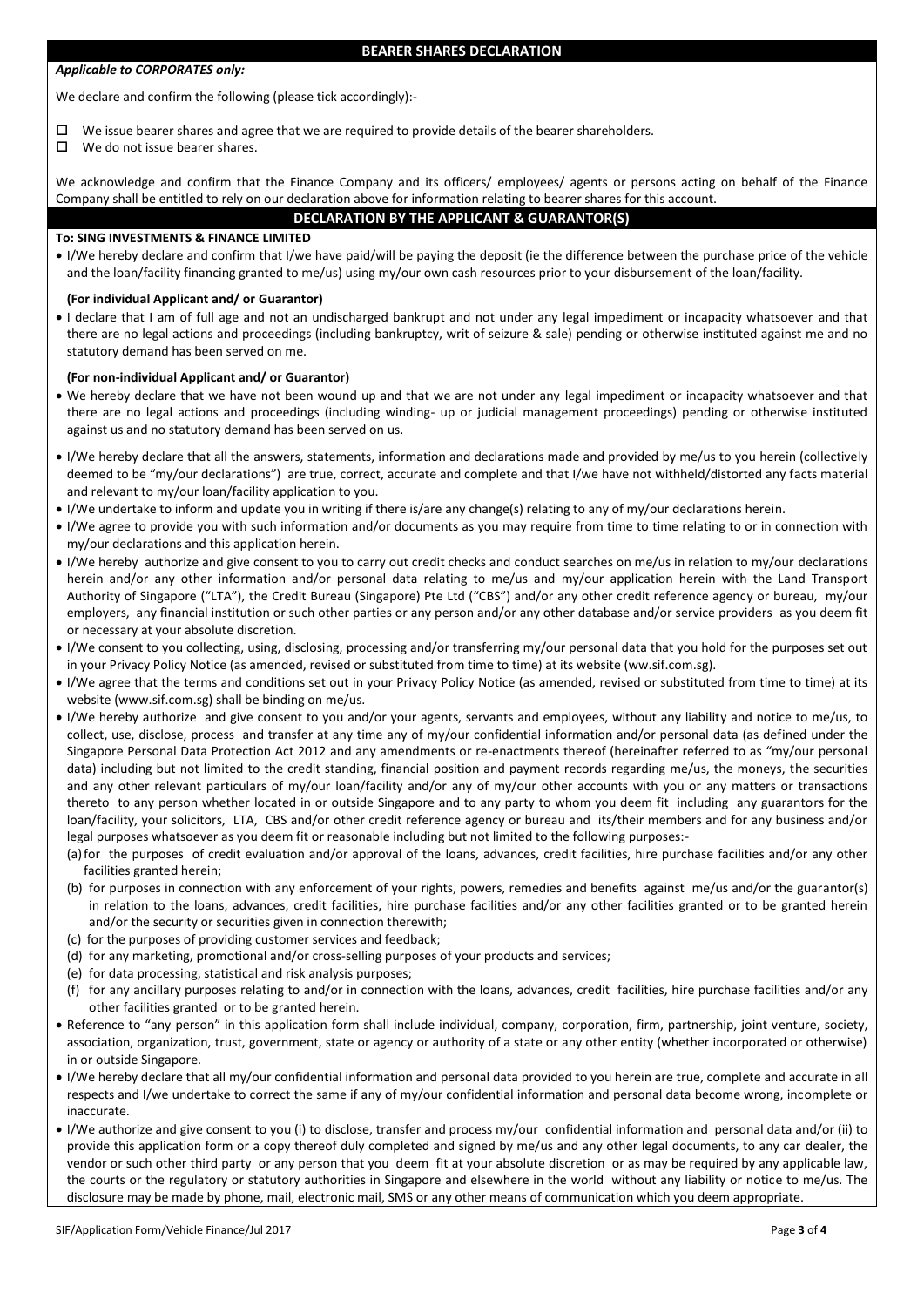## BEARER SHARES DECLARATION

***Applicable to CORPORATES only:***

We declare and confirm the following (please tick accordingly):-

- ☐ We issue bearer shares and agree that we are required to provide details of the bearer shareholders.
- ☐ We do not issue bearer shares.

We acknowledge and confirm that the Finance Company and its officers/ employees/ agents or persons acting on behalf of the Finance Company shall be entitled to rely on our declaration above for information relating to bearer shares for this account.

## DECLARATION BY THE APPLICANT & GUARANTOR(S)

**To: SING INVESTMENTS & FINANCE LIMITED**

- I/We hereby declare and confirm that I/we have paid/will be paying the deposit (ie the difference between the purchase price of the vehicle and the loan/facility financing granted to me/us) using my/our own cash resources prior to your disbursement of the loan/facility.

**(For individual Applicant and/ or Guarantor)**

- I declare that I am of full age and not an undischarged bankrupt and not under any legal impediment or incapacity whatsoever and that there are no legal actions and proceedings (including bankruptcy, writ of seizure & sale) pending or otherwise instituted against me and no statutory demand has been served on me.

**(For non-individual Applicant and/ or Guarantor)**

- We hereby declare that we have not been wound up and that we are not under any legal impediment or incapacity whatsoever and that there are no legal actions and proceedings (including winding- up or judicial management proceedings) pending or otherwise instituted against us and no statutory demand has been served on us.

- I/We hereby declare that all the answers, statements, information and declarations made and provided by me/us to you herein (collectively deemed to be "my/our declarations") are true, correct, accurate and complete and that I/we have not withheld/distorted any facts material and relevant to my/our loan/facility application to you.
- I/We undertake to inform and update you in writing if there is/are any change(s) relating to any of my/our declarations herein.
- I/We agree to provide you with such information and/or documents as you may require from time to time relating to or in connection with my/our declarations and this application herein.
- I/We hereby authorize and give consent to you to carry out credit checks and conduct searches on me/us in relation to my/our declarations herein and/or any other information and/or personal data relating to me/us and my/our application herein with the Land Transport Authority of Singapore ("LTA"), the Credit Bureau (Singapore) Pte Ltd ("CBS") and/or any other credit reference agency or bureau, my/our employers, any financial institution or such other parties or any person and/or any other database and/or service providers as you deem fit or necessary at your absolute discretion.
- I/We consent to you collecting, using, disclosing, processing and/or transferring my/our personal data that you hold for the purposes set out in your Privacy Policy Notice (as amended, revised or substituted from time to time) at its website (ww.sif.com.sg).
- I/We agree that the terms and conditions set out in your Privacy Policy Notice (as amended, revised or substituted from time to time) at its website (www.sif.com.sg) shall be binding on me/us.
- I/We hereby authorize and give consent to you and/or your agents, servants and employees, without any liability and notice to me/us, to collect, use, disclose, process and transfer at any time any of my/our confidential information and/or personal data (as defined under the Singapore Personal Data Protection Act 2012 and any amendments or re-enactments thereof (hereinafter referred to as "my/our personal data) including but not limited to the credit standing, financial position and payment records regarding me/us, the moneys, the securities and any other relevant particulars of my/our loan/facility and/or any of my/our other accounts with you or any matters or transactions thereto to any person whether located in or outside Singapore and to any party to whom you deem fit including any guarantors for the loan/facility, your solicitors, LTA, CBS and/or other credit reference agency or bureau and its/their members and for any business and/or legal purposes whatsoever as you deem fit or reasonable including but not limited to the following purposes:-
  - (a) for the purposes of credit evaluation and/or approval of the loans, advances, credit facilities, hire purchase facilities and/or any other facilities granted herein;
  - (b) for purposes in connection with any enforcement of your rights, powers, remedies and benefits against me/us and/or the guarantor(s) in relation to the loans, advances, credit facilities, hire purchase facilities and/or any other facilities granted or to be granted herein and/or the security or securities given in connection therewith;
  - (c) for the purposes of providing customer services and feedback;
  - (d) for any marketing, promotional and/or cross-selling purposes of your products and services;
  - (e) for data processing, statistical and risk analysis purposes;
  - (f) for any ancillary purposes relating to and/or in connection with the loans, advances, credit facilities, hire purchase facilities and/or any other facilities granted or to be granted herein.
- Reference to "any person" in this application form shall include individual, company, corporation, firm, partnership, joint venture, society, association, organization, trust, government, state or agency or authority of a state or any other entity (whether incorporated or otherwise) in or outside Singapore.
- I/We hereby declare that all my/our confidential information and personal data provided to you herein are true, complete and accurate in all respects and I/we undertake to correct the same if any of my/our confidential information and personal data become wrong, incomplete or inaccurate.
- I/We authorize and give consent to you (i) to disclose, transfer and process my/our confidential information and personal data and/or (ii) to provide this application form or a copy thereof duly completed and signed by me/us and any other legal documents, to any car dealer, the vendor or such other third party or any person that you deem fit at your absolute discretion or as may be required by any applicable law, the courts or the regulatory or statutory authorities in Singapore and elsewhere in the world without any liability or notice to me/us. The disclosure may be made by phone, mail, electronic mail, SMS or any other means of communication which you deem appropriate.

SIF/Application Form/Vehicle Finance/Jul 2017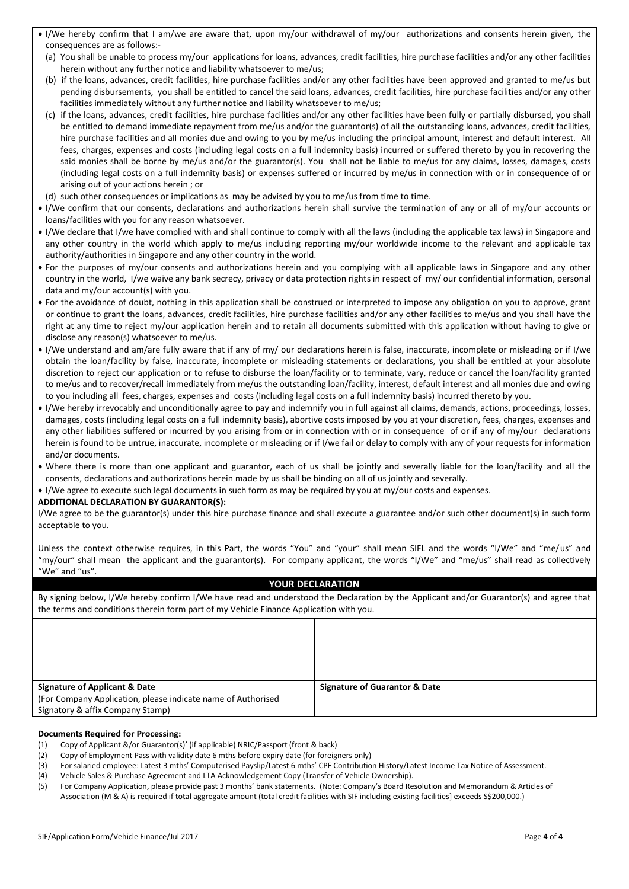- I/We hereby confirm that I am/we are aware that, upon my/our withdrawal of my/our authorizations and consents herein given, the consequences are as follows:-
  - (a) You shall be unable to process my/our applications for loans, advances, credit facilities, hire purchase facilities and/or any other facilities herein without any further notice and liability whatsoever to me/us;
  - (b) if the loans, advances, credit facilities, hire purchase facilities and/or any other facilities have been approved and granted to me/us but pending disbursements, you shall be entitled to cancel the said loans, advances, credit facilities, hire purchase facilities and/or any other facilities immediately without any further notice and liability whatsoever to me/us;
  - (c) if the loans, advances, credit facilities, hire purchase facilities and/or any other facilities have been fully or partially disbursed, you shall be entitled to demand immediate repayment from me/us and/or the guarantor(s) of all the outstanding loans, advances, credit facilities, hire purchase facilities and all monies due and owing to you by me/us including the principal amount, interest and default interest. All fees, charges, expenses and costs (including legal costs on a full indemnity basis) incurred or suffered thereto by you in recovering the said monies shall be borne by me/us and/or the guarantor(s). You shall not be liable to me/us for any claims, losses, damages, costs (including legal costs on a full indemnity basis) or expenses suffered or incurred by me/us in connection with or in consequence of or arising out of your actions herein ; or
  - (d) such other consequences or implications as may be advised by you to me/us from time to time.
- I/We confirm that our consents, declarations and authorizations herein shall survive the termination of any or all of my/our accounts or loans/facilities with you for any reason whatsoever.
- I/We declare that I/we have complied with and shall continue to comply with all the laws (including the applicable tax laws) in Singapore and any other country in the world which apply to me/us including reporting my/our worldwide income to the relevant and applicable tax authority/authorities in Singapore and any other country in the world.
- For the purposes of my/our consents and authorizations herein and you complying with all applicable laws in Singapore and any other country in the world, I/we waive any bank secrecy, privacy or data protection rights in respect of my/ our confidential information, personal data and my/our account(s) with you.
- For the avoidance of doubt, nothing in this application shall be construed or interpreted to impose any obligation on you to approve, grant or continue to grant the loans, advances, credit facilities, hire purchase facilities and/or any other facilities to me/us and you shall have the right at any time to reject my/our application herein and to retain all documents submitted with this application without having to give or disclose any reason(s) whatsoever to me/us.
- I/We understand and am/are fully aware that if any of my/ our declarations herein is false, inaccurate, incomplete or misleading or if I/we obtain the loan/facility by false, inaccurate, incomplete or misleading statements or declarations, you shall be entitled at your absolute discretion to reject our application or to refuse to disburse the loan/facility or to terminate, vary, reduce or cancel the loan/facility granted to me/us and to recover/recall immediately from me/us the outstanding loan/facility, interest, default interest and all monies due and owing to you including all fees, charges, expenses and costs (including legal costs on a full indemnity basis) incurred thereto by you.
- I/We hereby irrevocably and unconditionally agree to pay and indemnify you in full against all claims, demands, actions, proceedings, losses, damages, costs (including legal costs on a full indemnity basis), abortive costs imposed by you at your discretion, fees, charges, expenses and any other liabilities suffered or incurred by you arising from or in connection with or in consequence of or if any of my/our declarations herein is found to be untrue, inaccurate, incomplete or misleading or if I/we fail or delay to comply with any of your requests for information and/or documents.
- Where there is more than one applicant and guarantor, each of us shall be jointly and severally liable for the loan/facility and all the consents, declarations and authorizations herein made by us shall be binding on all of us jointly and severally.
- I/We agree to execute such legal documents in such form as may be required by you at my/our costs and expenses.

**ADDITIONAL DECLARATION BY GUARANTOR(S):**

I/We agree to be the guarantor(s) under this hire purchase finance and shall execute a guarantee and/or such other document(s) in such form acceptable to you.

Unless the context otherwise requires, in this Part, the words "You" and "your" shall mean SIFL and the words "I/We" and "me/us" and "my/our" shall mean the applicant and the guarantor(s). For company applicant, the words "I/We" and "me/us" shall read as collectively "We" and "us".

## YOUR DECLARATION

By signing below, I/We hereby confirm I/We have read and understood the Declaration by the Applicant and/or Guarantor(s) and agree that the terms and conditions therein form part of my Vehicle Finance Application with you.

| | |
|---|---|
| | |
| **Signature of Applicant & Date**<br>(For Company Application, please indicate name of Authorised Signatory & affix Company Stamp) | **Signature of Guarantor & Date** |

**Documents Required for Processing:**

(1) Copy of Applicant &/or Guarantor(s)' (if applicable) NRIC/Passport (front & back)

(2) Copy of Employment Pass with validity date 6 mths before expiry date (for foreigners only)

(3) For salaried employee: Latest 3 mths' Computerised Payslip/Latest 6 mths' CPF Contribution History/Latest Income Tax Notice of Assessment.

(4) Vehicle Sales & Purchase Agreement and LTA Acknowledgement Copy (Transfer of Vehicle Ownership).

(5) For Company Application, please provide past 3 months' bank statements. (Note: Company's Board Resolution and Memorandum & Articles of Association (M & A) is required if total aggregate amount (total credit facilities with SIF including existing facilities] exceeds S$200,000.)

SIF/Application Form/Vehicle Finance/Jul 2017